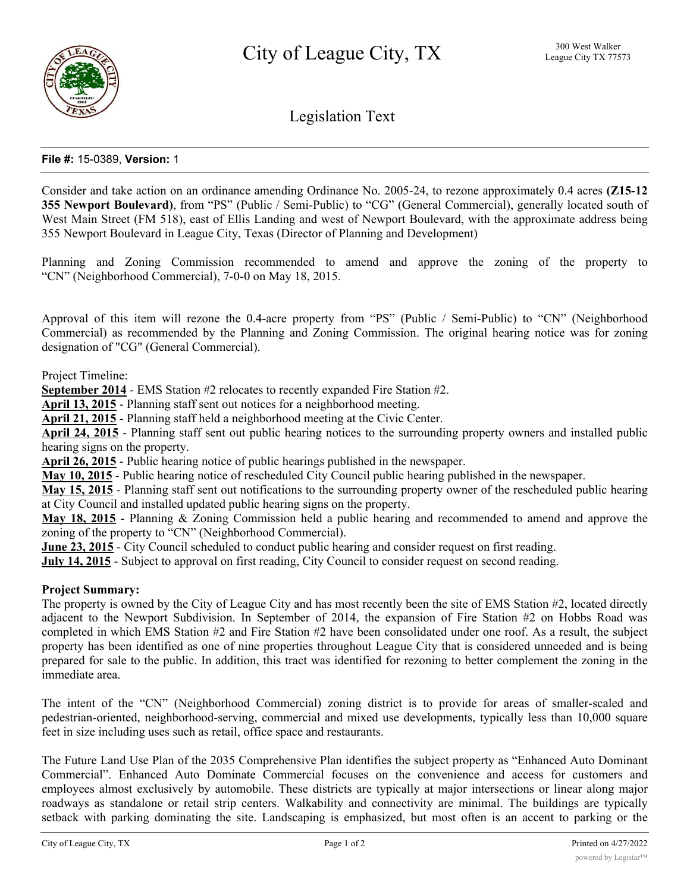# City of League City, TX

300 West Walker
League City TX 77573

## Legislation Text

**File #:** 15-0389, **Version:** 1

Consider and take action on an ordinance amending Ordinance No. 2005-24, to rezone approximately 0.4 acres **(Z15-12 355 Newport Boulevard)**, from "PS" (Public / Semi-Public) to "CG" (General Commercial), generally located south of West Main Street (FM 518), east of Ellis Landing and west of Newport Boulevard, with the approximate address being 355 Newport Boulevard in League City, Texas (Director of Planning and Development)

Planning and Zoning Commission recommended to amend and approve the zoning of the property to "CN" (Neighborhood Commercial), 7-0-0 on May 18, 2015.

Approval of this item will rezone the 0.4-acre property from "PS" (Public / Semi-Public) to "CN" (Neighborhood Commercial) as recommended by the Planning and Zoning Commission. The original hearing notice was for zoning designation of "CG" (General Commercial).

Project Timeline:
**September 2014** - EMS Station #2 relocates to recently expanded Fire Station #2.
**April 13, 2015** - Planning staff sent out notices for a neighborhood meeting.
**April 21, 2015** - Planning staff held a neighborhood meeting at the Civic Center.
**April 24, 2015** - Planning staff sent out public hearing notices to the surrounding property owners and installed public hearing signs on the property.
**April 26, 2015** - Public hearing notice of public hearings published in the newspaper.
**May 10, 2015** - Public hearing notice of rescheduled City Council public hearing published in the newspaper.
**May 15, 2015** - Planning staff sent out notifications to the surrounding property owner of the rescheduled public hearing at City Council and installed updated public hearing signs on the property.
**May 18, 2015** - Planning & Zoning Commission held a public hearing and recommended to amend and approve the zoning of the property to "CN" (Neighborhood Commercial).
**June 23, 2015** - City Council scheduled to conduct public hearing and consider request on first reading.
**July 14, 2015** - Subject to approval on first reading, City Council to consider request on second reading.

**Project Summary:**

The property is owned by the City of League City and has most recently been the site of EMS Station #2, located directly adjacent to the Newport Subdivision. In September of 2014, the expansion of Fire Station #2 on Hobbs Road was completed in which EMS Station #2 and Fire Station #2 have been consolidated under one roof. As a result, the subject property has been identified as one of nine properties throughout League City that is considered unneeded and is being prepared for sale to the public. In addition, this tract was identified for rezoning to better complement the zoning in the immediate area.

The intent of the "CN" (Neighborhood Commercial) zoning district is to provide for areas of smaller-scaled and pedestrian-oriented, neighborhood-serving, commercial and mixed use developments, typically less than 10,000 square feet in size including uses such as retail, office space and restaurants.

The Future Land Use Plan of the 2035 Comprehensive Plan identifies the subject property as "Enhanced Auto Dominant Commercial". Enhanced Auto Dominate Commercial focuses on the convenience and access for customers and employees almost exclusively by automobile. These districts are typically at major intersections or linear along major roadways as standalone or retail strip centers. Walkability and connectivity are minimal. The buildings are typically setback with parking dominating the site. Landscaping is emphasized, but most often is an accent to parking or the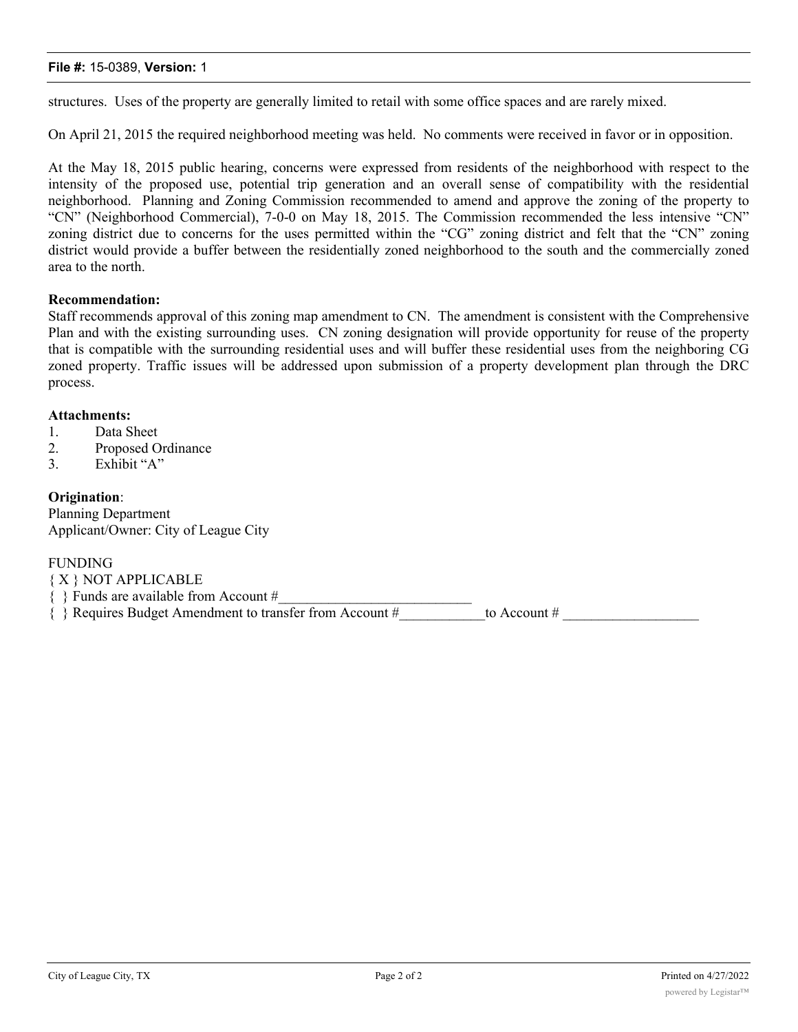structures. Uses of the property are generally limited to retail with some office spaces and are rarely mixed.

On April 21, 2015 the required neighborhood meeting was held. No comments were received in favor or in opposition.

At the May 18, 2015 public hearing, concerns were expressed from residents of the neighborhood with respect to the intensity of the proposed use, potential trip generation and an overall sense of compatibility with the residential neighborhood. Planning and Zoning Commission recommended to amend and approve the zoning of the property to "CN" (Neighborhood Commercial), 7-0-0 on May 18, 2015. The Commission recommended the less intensive "CN" zoning district due to concerns for the uses permitted within the "CG" zoning district and felt that the "CN" zoning district would provide a buffer between the residentially zoned neighborhood to the south and the commercially zoned area to the north.

**Recommendation:**

Staff recommends approval of this zoning map amendment to CN. The amendment is consistent with the Comprehensive Plan and with the existing surrounding uses. CN zoning designation will provide opportunity for reuse of the property that is compatible with the surrounding residential uses and will buffer these residential uses from the neighboring CG zoned property. Traffic issues will be addressed upon submission of a property development plan through the DRC process.

**Attachments:**

1. Data Sheet
2. Proposed Ordinance
3. Exhibit "A"

**Origination**:

Planning Department

Applicant/Owner: City of League City

FUNDING

{ X } NOT APPLICABLE

{ } Funds are available from Account #___________________________

{ } Requires Budget Amendment to transfer from Account #____________to Account # ___________________